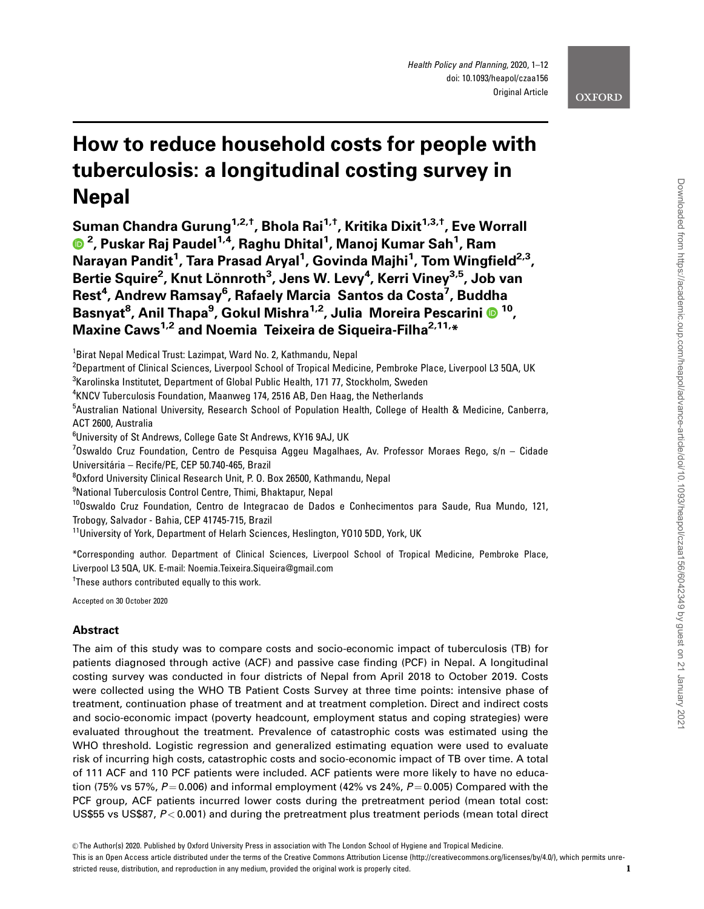# How to reduce household costs for people with tuberculosis: a longitudinal costing survey in Nepal

**Suman Chandra Gurung[1,2,†], Bhola Rai[1,†], Kritika Dixit[1,3,†], Eve Worrall[2], Puskar Raj Paudel[1,4], Raghu Dhital[1], Manoj Kumar Sah[1], Ram Narayan Pandit[1], Tara Prasad Aryal[1], Govinda Majhi[1], Tom Wingfield[2,3], Bertie Squire[2], Knut Lönnroth[3], Jens W. Levy[4], Kerri Viney[3,5], Job van Rest[4], Andrew Ramsay[6], Rafaely Marcia Santos da Costa[7], Buddha Basnyat[8], Anil Thapa[9], Gokul Mishra[1,2], Julia Moreira Pescarini[10], Maxine Caws[1,2] and Noemia Teixeira de Siqueira-Filha[2,11,*]**

[1]Birat Nepal Medical Trust: Lazimpat, Ward No. 2, Kathmandu, Nepal

[2]Department of Clinical Sciences, Liverpool School of Tropical Medicine, Pembroke Place, Liverpool L3 5QA, UK

[3]Karolinska Institutet, Department of Global Public Health, 171 77, Stockholm, Sweden

[4]KNCV Tuberculosis Foundation, Maanweg 174, 2516 AB, Den Haag, the Netherlands

[5]Australian National University, Research School of Population Health, College of Health & Medicine, Canberra, ACT 2600, Australia

[6]University of St Andrews, College Gate St Andrews, KY16 9AJ, UK

[7]Oswaldo Cruz Foundation, Centro de Pesquisa Aggeu Magalhaes, Av. Professor Moraes Rego, s/n – Cidade Universitária – Recife/PE, CEP 50.740-465, Brazil

[8]Oxford University Clinical Research Unit, P. O. Box 26500, Kathmandu, Nepal

[9]National Tuberculosis Control Centre, Thimi, Bhaktapur, Nepal

[10]Oswaldo Cruz Foundation, Centro de Integracao de Dados e Conhecimentos para Saude, Rua Mundo, 121, Trobogy, Salvador - Bahia, CEP 41745-715, Brazil

[11]University of York, Department of Helarh Sciences, Heslington, YO10 5DD, York, UK

*Corresponding author. Department of Clinical Sciences, Liverpool School of Tropical Medicine, Pembroke Place, Liverpool L3 5QA, UK. E-mail: Noemia.Teixeira.Siqueira@gmail.com

†These authors contributed equally to this work.

Accepted on 30 October 2020

## Abstract

The aim of this study was to compare costs and socio-economic impact of tuberculosis (TB) for patients diagnosed through active (ACF) and passive case finding (PCF) in Nepal. A longitudinal costing survey was conducted in four districts of Nepal from April 2018 to October 2019. Costs were collected using the WHO TB Patient Costs Survey at three time points: intensive phase of treatment, continuation phase of treatment and at treatment completion. Direct and indirect costs and socio-economic impact (poverty headcount, employment status and coping strategies) were evaluated throughout the treatment. Prevalence of catastrophic costs was estimated using the WHO threshold. Logistic regression and generalized estimating equation were used to evaluate risk of incurring high costs, catastrophic costs and socio-economic impact of TB over time. A total of 111 ACF and 110 PCF patients were included. ACF patients were more likely to have no education (75% vs 57%, $P = 0.006$) and informal employment (42% vs 24%, $P = 0.005$) Compared with the PCF group, ACF patients incurred lower costs during the pretreatment period (mean total cost: US\$55 vs US\$87, $P < 0.001$) and during the pretreatment plus treatment periods (mean total direct

© The Author(s) 2020. Published by Oxford University Press in association with The London School of Hygiene and Tropical Medicine.
This is an Open Access article distributed under the terms of the Creative Commons Attribution License (http://creativecommons.org/licenses/by/4.0/), which permits unrestricted reuse, distribution, and reproduction in any medium, provided the original work is properly cited.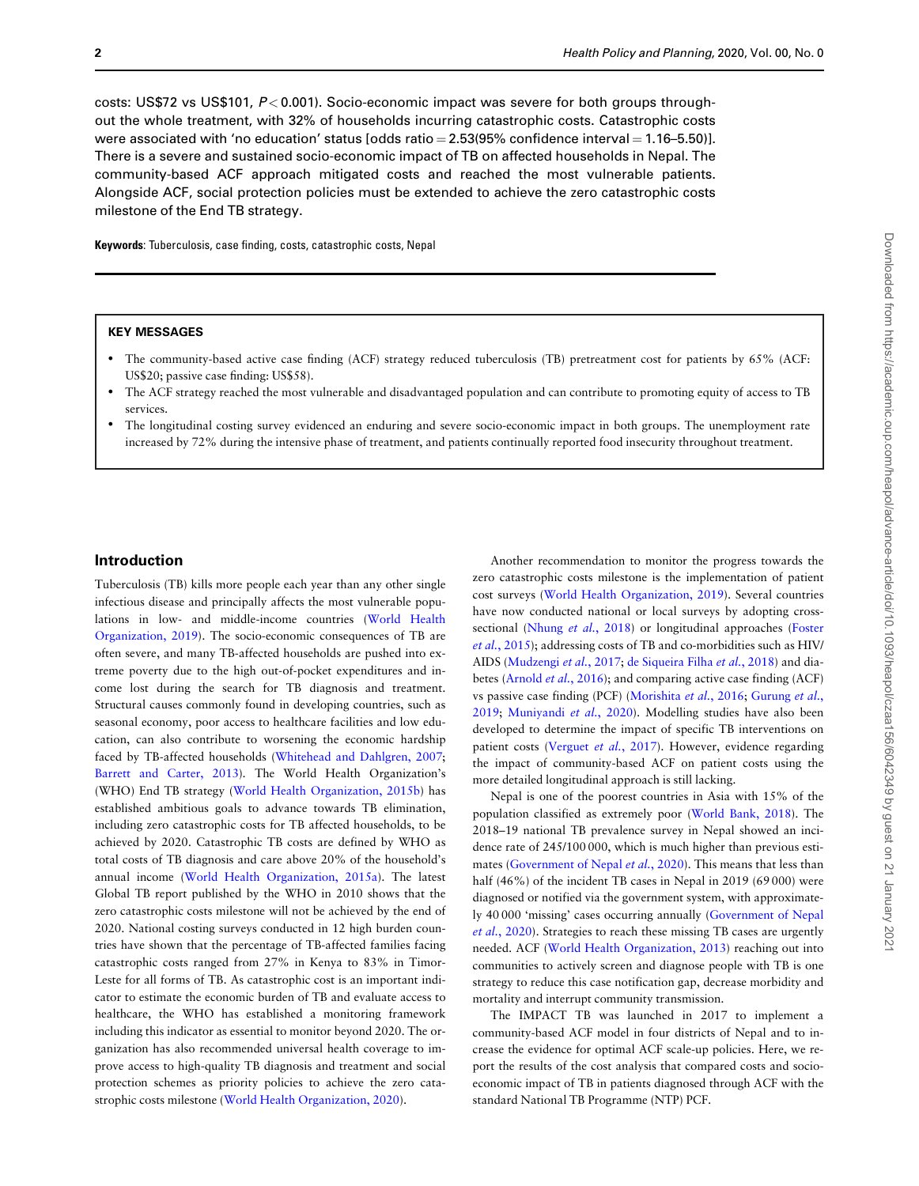costs: US$72 vs US$101, $P < 0.001$). Socio-economic impact was severe for both groups throughout the whole treatment, with 32% of households incurring catastrophic costs. Catastrophic costs were associated with 'no education' status [odds ratio = 2.53(95% confidence interval = 1.16–5.50)]. There is a severe and sustained socio-economic impact of TB on affected households in Nepal. The community-based ACF approach mitigated costs and reached the most vulnerable patients. Alongside ACF, social protection policies must be extended to achieve the zero catastrophic costs milestone of the End TB strategy.

**Keywords**: Tuberculosis, case finding, costs, catastrophic costs, Nepal

**KEY MESSAGES**

- The community-based active case finding (ACF) strategy reduced tuberculosis (TB) pretreatment cost for patients by 65% (ACF: US$20; passive case finding: US$58).
- The ACF strategy reached the most vulnerable and disadvantaged population and can contribute to promoting equity of access to TB services.
- The longitudinal costing survey evidenced an enduring and severe socio-economic impact in both groups. The unemployment rate increased by 72% during the intensive phase of treatment, and patients continually reported food insecurity throughout treatment.

## Introduction

Tuberculosis (TB) kills more people each year than any other single infectious disease and principally affects the most vulnerable populations in low- and middle-income countries (World Health Organization, 2019). The socio-economic consequences of TB are often severe, and many TB-affected households are pushed into extreme poverty due to the high out-of-pocket expenditures and income lost during the search for TB diagnosis and treatment. Structural causes commonly found in developing countries, such as seasonal economy, poor access to healthcare facilities and low education, can also contribute to worsening the economic hardship faced by TB-affected households (Whitehead and Dahlgren, 2007; Barrett and Carter, 2013). The World Health Organization's (WHO) End TB strategy (World Health Organization, 2015b) has established ambitious goals to advance towards TB elimination, including zero catastrophic costs for TB affected households, to be achieved by 2020. Catastrophic TB costs are defined by WHO as total costs of TB diagnosis and care above 20% of the household's annual income (World Health Organization, 2015a). The latest Global TB report published by the WHO in 2010 shows that the zero catastrophic costs milestone will not be achieved by the end of 2020. National costing surveys conducted in 12 high burden countries have shown that the percentage of TB-affected families facing catastrophic costs ranged from 27% in Kenya to 83% in Timor-Leste for all forms of TB. As catastrophic cost is an important indicator to estimate the economic burden of TB and evaluate access to healthcare, the WHO has established a monitoring framework including this indicator as essential to monitor beyond 2020. The organization has also recommended universal health coverage to improve access to high-quality TB diagnosis and treatment and social protection schemes as priority policies to achieve the zero catastrophic costs milestone (World Health Organization, 2020).

Another recommendation to monitor the progress towards the zero catastrophic costs milestone is the implementation of patient cost surveys (World Health Organization, 2019). Several countries have now conducted national or local surveys by adopting cross-sectional (Nhung *et al.*, 2018) or longitudinal approaches (Foster *et al.*, 2015); addressing costs of TB and co-morbidities such as HIV/AIDS (Mudzengi *et al.*, 2017; de Siqueira Filha *et al.*, 2018) and diabetes (Arnold *et al.*, 2016); and comparing active case finding (ACF) vs passive case finding (PCF) (Morishita *et al.*, 2016; Gurung *et al.*, 2019; Muniyandi *et al.*, 2020). Modelling studies have also been developed to determine the impact of specific TB interventions on patient costs (Verguet *et al.*, 2017). However, evidence regarding the impact of community-based ACF on patient costs using the more detailed longitudinal approach is still lacking.

Nepal is one of the poorest countries in Asia with 15% of the population classified as extremely poor (World Bank, 2018). The 2018–19 national TB prevalence survey in Nepal showed an incidence rate of 245/100 000, which is much higher than previous estimates (Government of Nepal *et al.*, 2020). This means that less than half (46%) of the incident TB cases in Nepal in 2019 (69 000) were diagnosed or notified via the government system, with approximately 40 000 'missing' cases occurring annually (Government of Nepal *et al.*, 2020). Strategies to reach these missing TB cases are urgently needed. ACF (World Health Organization, 2013) reaching out into communities to actively screen and diagnose people with TB is one strategy to reduce this case notification gap, decrease morbidity and mortality and interrupt community transmission.

The IMPACT TB was launched in 2017 to implement a community-based ACF model in four districts of Nepal and to increase the evidence for optimal ACF scale-up policies. Here, we report the results of the cost analysis that compared costs and socio-economic impact of TB in patients diagnosed through ACF with the standard National TB Programme (NTP) PCF.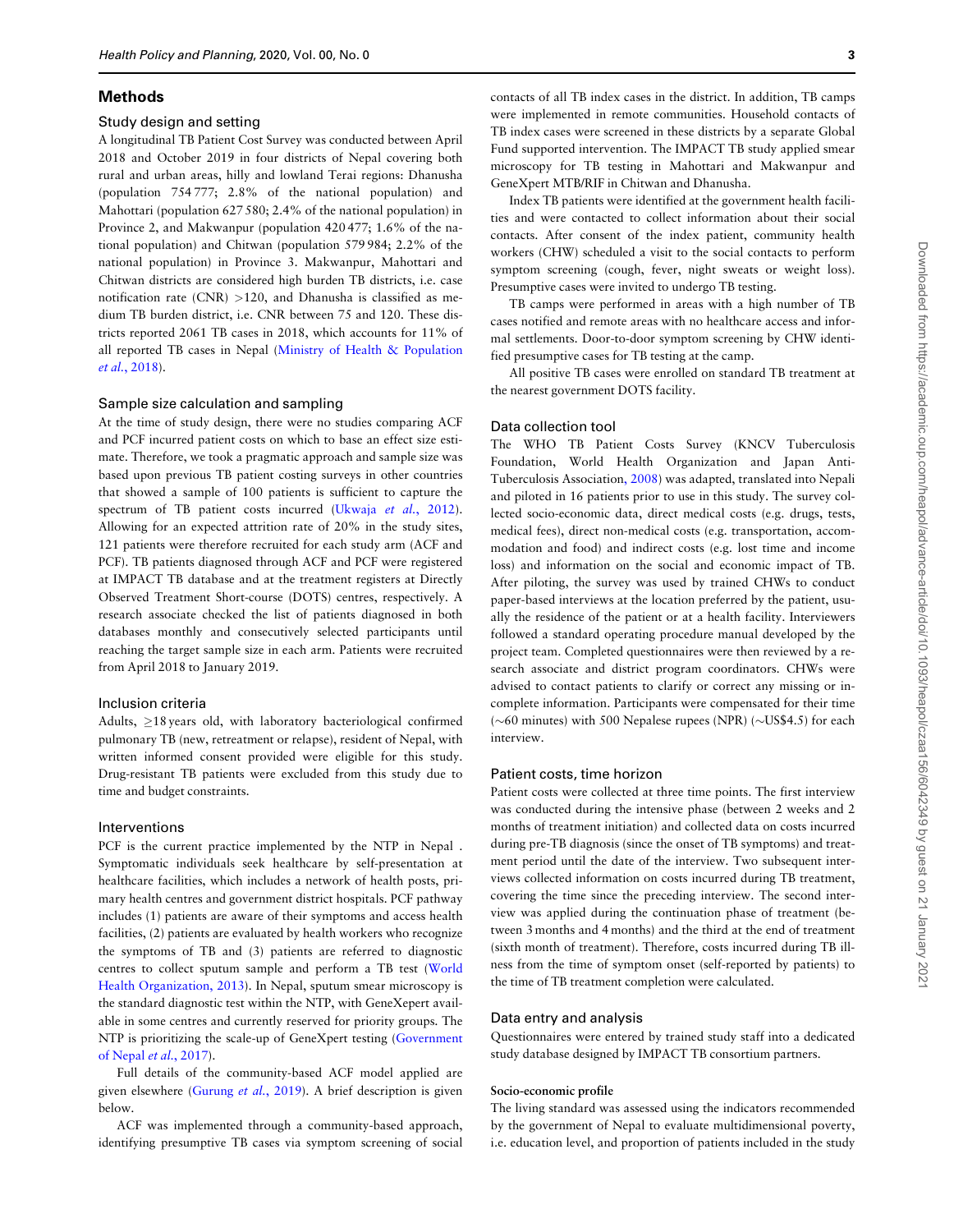## Methods

### Study design and setting

A longitudinal TB Patient Cost Survey was conducted between April 2018 and October 2019 in four districts of Nepal covering both rural and urban areas, hilly and lowland Terai regions: Dhanusha (population 754 777; 2.8% of the national population) and Mahottari (population 627 580; 2.4% of the national population) in Province 2, and Makwanpur (population 420 477; 1.6% of the national population) and Chitwan (population 579 984; 2.2% of the national population) in Province 3. Makwanpur, Mahottari and Chitwan districts are considered high burden TB districts, i.e. case notification rate (CNR) >120, and Dhanusha is classified as medium TB burden district, i.e. CNR between 75 and 120. These districts reported 2061 TB cases in 2018, which accounts for 11% of all reported TB cases in Nepal (Ministry of Health & Population *et al.*, 2018).

### Sample size calculation and sampling

At the time of study design, there were no studies comparing ACF and PCF incurred patient costs on which to base an effect size estimate. Therefore, we took a pragmatic approach and sample size was based upon previous TB patient costing surveys in other countries that showed a sample of 100 patients is sufficient to capture the spectrum of TB patient costs incurred (Ukwaja *et al.*, 2012). Allowing for an expected attrition rate of 20% in the study sites, 121 patients were therefore recruited for each study arm (ACF and PCF). TB patients diagnosed through ACF and PCF were registered at IMPACT TB database and at the treatment registers at Directly Observed Treatment Short-course (DOTS) centres, respectively. A research associate checked the list of patients diagnosed in both databases monthly and consecutively selected participants until reaching the target sample size in each arm. Patients were recruited from April 2018 to January 2019.

### Inclusion criteria

Adults, ≥18 years old, with laboratory bacteriological confirmed pulmonary TB (new, retreatment or relapse), resident of Nepal, with written informed consent provided were eligible for this study. Drug-resistant TB patients were excluded from this study due to time and budget constraints.

### Interventions

PCF is the current practice implemented by the NTP in Nepal . Symptomatic individuals seek healthcare by self-presentation at healthcare facilities, which includes a network of health posts, primary health centres and government district hospitals. PCF pathway includes (1) patients are aware of their symptoms and access health facilities, (2) patients are evaluated by health workers who recognize the symptoms of TB and (3) patients are referred to diagnostic centres to collect sputum sample and perform a TB test (World Health Organization, 2013). In Nepal, sputum smear microscopy is the standard diagnostic test within the NTP, with GeneXpert available in some centres and currently reserved for priority groups. The NTP is prioritizing the scale-up of GeneXpert testing (Government of Nepal *et al.*, 2017).

Full details of the community-based ACF model applied are given elsewhere (Gurung *et al.*, 2019). A brief description is given below.

ACF was implemented through a community-based approach, identifying presumptive TB cases via symptom screening of social contacts of all TB index cases in the district. In addition, TB camps were implemented in remote communities. Household contacts of TB index cases were screened in these districts by a separate Global Fund supported intervention. The IMPACT TB study applied smear microscopy for TB testing in Mahottari and Makwanpur and GeneXpert MTB/RIF in Chitwan and Dhanusha.

Index TB patients were identified at the government health facilities and were contacted to collect information about their social contacts. After consent of the index patient, community health workers (CHW) scheduled a visit to the social contacts to perform symptom screening (cough, fever, night sweats or weight loss). Presumptive cases were invited to undergo TB testing.

TB camps were performed in areas with a high number of TB cases notified and remote areas with no healthcare access and informal settlements. Door-to-door symptom screening by CHW identified presumptive cases for TB testing at the camp.

All positive TB cases were enrolled on standard TB treatment at the nearest government DOTS facility.

### Data collection tool

The WHO TB Patient Costs Survey (KNCV Tuberculosis Foundation, World Health Organization and Japan Anti-Tuberculosis Association, 2008) was adapted, translated into Nepali and piloted in 16 patients prior to use in this study. The survey collected socio-economic data, direct medical costs (e.g. drugs, tests, medical fees), direct non-medical costs (e.g. transportation, accommodation and food) and indirect costs (e.g. lost time and income loss) and information on the social and economic impact of TB. After piloting, the survey was used by trained CHWs to conduct paper-based interviews at the location preferred by the patient, usually the residence of the patient or at a health facility. Interviewers followed a standard operating procedure manual developed by the project team. Completed questionnaires were then reviewed by a research associate and district program coordinators. CHWs were advised to contact patients to clarify or correct any missing or incomplete information. Participants were compensated for their time (∼60 minutes) with 500 Nepalese rupees (NPR) (∼US$4.5) for each interview.

### Patient costs, time horizon

Patient costs were collected at three time points. The first interview was conducted during the intensive phase (between 2 weeks and 2 months of treatment initiation) and collected data on costs incurred during pre-TB diagnosis (since the onset of TB symptoms) and treatment period until the date of the interview. Two subsequent interviews collected information on costs incurred during TB treatment, covering the time since the preceding interview. The second interview was applied during the continuation phase of treatment (between 3 months and 4 months) and the third at the end of treatment (sixth month of treatment). Therefore, costs incurred during TB illness from the time of symptom onset (self-reported by patients) to the time of TB treatment completion were calculated.

### Data entry and analysis

Questionnaires were entered by trained study staff into a dedicated study database designed by IMPACT TB consortium partners.

#### Socio-economic profile

The living standard was assessed using the indicators recommended by the government of Nepal to evaluate multidimensional poverty, i.e. education level, and proportion of patients included in the study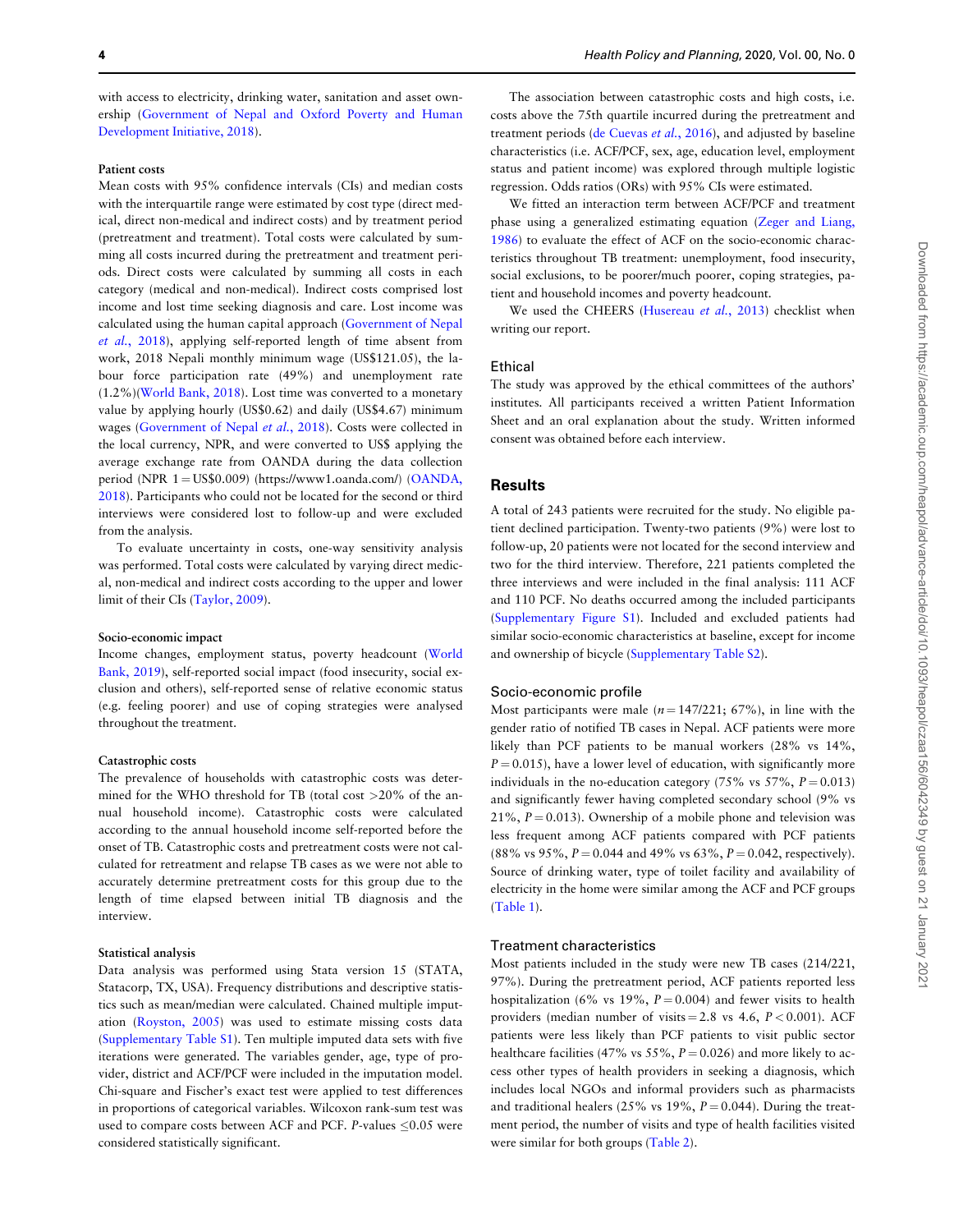with access to electricity, drinking water, sanitation and asset ownership (Government of Nepal and Oxford Poverty and Human Development Initiative, 2018).

#### Patient costs

Mean costs with 95% confidence intervals (CIs) and median costs with the interquartile range were estimated by cost type (direct medical, direct non-medical and indirect costs) and by treatment period (pretreatment and treatment). Total costs were calculated by summing all costs incurred during the pretreatment and treatment periods. Direct costs were calculated by summing all costs in each category (medical and non-medical). Indirect costs comprised lost income and lost time seeking diagnosis and care. Lost income was calculated using the human capital approach (Government of Nepal *et al.*, 2018), applying self-reported length of time absent from work, 2018 Nepali monthly minimum wage (US$121.05), the labour force participation rate (49%) and unemployment rate (1.2%)(World Bank, 2018). Lost time was converted to a monetary value by applying hourly (US$0.62) and daily (US$4.67) minimum wages (Government of Nepal *et al.*, 2018). Costs were collected in the local currency, NPR, and were converted to US$ applying the average exchange rate from OANDA during the data collection period (NPR 1 = US$0.009) (https://www1.oanda.com/) (OANDA, 2018). Participants who could not be located for the second or third interviews were considered lost to follow-up and were excluded from the analysis.

To evaluate uncertainty in costs, one-way sensitivity analysis was performed. Total costs were calculated by varying direct medical, non-medical and indirect costs according to the upper and lower limit of their CIs (Taylor, 2009).

#### Socio-economic impact

Income changes, employment status, poverty headcount (World Bank, 2019), self-reported social impact (food insecurity, social exclusion and others), self-reported sense of relative economic status (e.g. feeling poorer) and use of coping strategies were analysed throughout the treatment.

#### Catastrophic costs

The prevalence of households with catastrophic costs was determined for the WHO threshold for TB (total cost >20% of the annual household income). Catastrophic costs were calculated according to the annual household income self-reported before the onset of TB. Catastrophic costs and pretreatment costs were not calculated for retreatment and relapse TB cases as we were not able to accurately determine pretreatment costs for this group due to the length of time elapsed between initial TB diagnosis and the interview.

#### Statistical analysis

Data analysis was performed using Stata version 15 (STATA, Statacorp, TX, USA). Frequency distributions and descriptive statistics such as mean/median were calculated. Chained multiple imputation (Royston, 2005) was used to estimate missing costs data (Supplementary Table S1). Ten multiple imputed data sets with five iterations were generated. The variables gender, age, type of provider, district and ACF/PCF were included in the imputation model. Chi-square and Fischer's exact test were applied to test differences in proportions of categorical variables. Wilcoxon rank-sum test was used to compare costs between ACF and PCF. *P*-values ≤0.05 were considered statistically significant.

The association between catastrophic costs and high costs, i.e. costs above the 75th quartile incurred during the pretreatment and treatment periods (de Cuevas *et al.*, 2016), and adjusted by baseline characteristics (i.e. ACF/PCF, sex, age, education level, employment status and patient income) was explored through multiple logistic regression. Odds ratios (ORs) with 95% CIs were estimated.

We fitted an interaction term between ACF/PCF and treatment phase using a generalized estimating equation (Zeger and Liang, 1986) to evaluate the effect of ACF on the socio-economic characteristics throughout TB treatment: unemployment, food insecurity, social exclusions, to be poorer/much poorer, coping strategies, patient and household incomes and poverty headcount.

We used the CHEERS (Husereau *et al.*, 2013) checklist when writing our report.

### Ethical

The study was approved by the ethical committees of the authors' institutes. All participants received a written Patient Information Sheet and an oral explanation about the study. Written informed consent was obtained before each interview.

## Results

A total of 243 patients were recruited for the study. No eligible patient declined participation. Twenty-two patients (9%) were lost to follow-up, 20 patients were not located for the second interview and two for the third interview. Therefore, 221 patients completed the three interviews and were included in the final analysis: 111 ACF and 110 PCF. No deaths occurred among the included participants (Supplementary Figure S1). Included and excluded patients had similar socio-economic characteristics at baseline, except for income and ownership of bicycle (Supplementary Table S2).

### Socio-economic profile

Most participants were male ($n = 147/221$; 67%), in line with the gender ratio of notified TB cases in Nepal. ACF patients were more likely than PCF patients to be manual workers (28% vs 14%, $P = 0.015$), have a lower level of education, with significantly more individuals in the no-education category (75% vs 57%, $P = 0.013$) and significantly fewer having completed secondary school (9% vs 21%, $P = 0.013$). Ownership of a mobile phone and television was less frequent among ACF patients compared with PCF patients (88% vs 95%, $P = 0.044$ and 49% vs 63%, $P = 0.042$, respectively). Source of drinking water, type of toilet facility and availability of electricity in the home were similar among the ACF and PCF groups (Table 1).

### Treatment characteristics

Most patients included in the study were new TB cases (214/221, 97%). During the pretreatment period, ACF patients reported less hospitalization (6% vs 19%, $P = 0.004$) and fewer visits to health providers (median number of visits = 2.8 vs 4.6, $P < 0.001$). ACF patients were less likely than PCF patients to visit public sector healthcare facilities (47% vs 55%, $P = 0.026$) and more likely to access other types of health providers in seeking a diagnosis, which includes local NGOs and informal providers such as pharmacists and traditional healers (25% vs 19%, $P = 0.044$). During the treatment period, the number of visits and type of health facilities visited were similar for both groups (Table 2).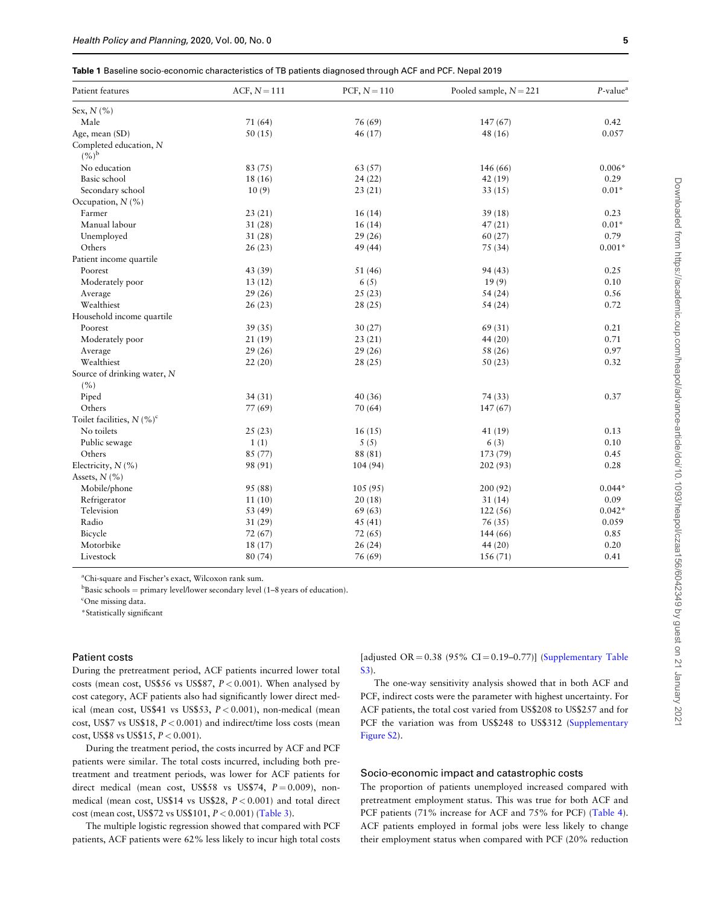**Table 1** Baseline socio-economic characteristics of TB patients diagnosed through ACF and PCF. Nepal 2019

| Patient features | ACF, $N = 111$ | PCF, $N = 110$ | Pooled sample, $N = 221$ | $P$-value[a] |
|---|---|---|---|---|
| Sex, $N$ (%) | | | | |
| Male | 71 (64) | 76 (69) | 147 (67) | 0.42 |
| Age, mean (SD) | 50 (15) | 46 (17) | 48 (16) | 0.057 |
| Completed education, $N$ (%)[b] | | | | |
| No education | 83 (75) | 63 (57) | 146 (66) | 0.006* |
| Basic school | 18 (16) | 24 (22) | 42 (19) | 0.29 |
| Secondary school | 10 (9) | 23 (21) | 33 (15) | 0.01* |
| Occupation, $N$ (%) | | | | |
| Farmer | 23 (21) | 16 (14) | 39 (18) | 0.23 |
| Manual labour | 31 (28) | 16 (14) | 47 (21) | 0.01* |
| Unemployed | 31 (28) | 29 (26) | 60 (27) | 0.79 |
| Others | 26 (23) | 49 (44) | 75 (34) | 0.001* |
| Patient income quartile | | | | |
| Poorest | 43 (39) | 51 (46) | 94 (43) | 0.25 |
| Moderately poor | 13 (12) | 6 (5) | 19 (9) | 0.10 |
| Average | 29 (26) | 25 (23) | 54 (24) | 0.56 |
| Wealthiest | 26 (23) | 28 (25) | 54 (24) | 0.72 |
| Household income quartile | | | | |
| Poorest | 39 (35) | 30 (27) | 69 (31) | 0.21 |
| Moderately poor | 21 (19) | 23 (21) | 44 (20) | 0.71 |
| Average | 29 (26) | 29 (26) | 58 (26) | 0.97 |
| Wealthiest | 22 (20) | 28 (25) | 50 (23) | 0.32 |
| Source of drinking water, $N$ (%) | | | | |
| Piped | 34 (31) | 40 (36) | 74 (33) | 0.37 |
| Others | 77 (69) | 70 (64) | 147 (67) | |
| Toilet facilities, $N$ (%)[c] | | | | |
| No toilets | 25 (23) | 16 (15) | 41 (19) | 0.13 |
| Public sewage | 1 (1) | 5 (5) | 6 (3) | 0.10 |
| Others | 85 (77) | 88 (81) | 173 (79) | 0.45 |
| Electricity, $N$ (%) | 98 (91) | 104 (94) | 202 (93) | 0.28 |
| Assets, $N$ (%) | | | | |
| Mobile/phone | 95 (88) | 105 (95) | 200 (92) | 0.044* |
| Refrigerator | 11 (10) | 20 (18) | 31 (14) | 0.09 |
| Television | 53 (49) | 69 (63) | 122 (56) | 0.042* |
| Radio | 31 (29) | 45 (41) | 76 (35) | 0.059 |
| Bicycle | 72 (67) | 72 (65) | 144 (66) | 0.85 |
| Motorbike | 18 (17) | 26 (24) | 44 (20) | 0.20 |
| Livestock | 80 (74) | 76 (69) | 156 (71) | 0.41 |

[a]Chi-square and Fischer's exact, Wilcoxon rank sum.

[b]Basic schools = primary level/lower secondary level (1–8 years of education).

[c]One missing data.

*Statistically significant

### Patient costs

During the pretreatment period, ACF patients incurred lower total costs (mean cost, US\$56 vs US\$87, $P < 0.001$). When analysed by cost category, ACF patients also had significantly lower direct medical (mean cost, US\$41 vs US\$53, $P < 0.001$), non-medical (mean cost, US\$7 vs US\$18, $P < 0.001$) and indirect/time loss costs (mean cost, US\$8 vs US\$15, $P < 0.001$).

During the treatment period, the costs incurred by ACF and PCF patients were similar. The total costs incurred, including both pretreatment and treatment periods, was lower for ACF patients for direct medical (mean cost, US\$58 vs US\$74, $P = 0.009$), non-medical (mean cost, US\$14 vs US\$28, $P < 0.001$) and total direct cost (mean cost, US\$72 vs US\$101, $P < 0.001$) (Table 3).

The multiple logistic regression showed that compared with PCF patients, ACF patients were 62% less likely to incur high total costs [adjusted OR = 0.38 (95% CI = 0.19–0.77)] (Supplementary Table S3).

The one-way sensitivity analysis showed that in both ACF and PCF, indirect costs were the parameter with highest uncertainty. For ACF patients, the total cost varied from US\$208 to US\$257 and for PCF the variation was from US\$248 to US\$312 (Supplementary Figure S2).

### Socio-economic impact and catastrophic costs

The proportion of patients unemployed increased compared with pretreatment employment status. This was true for both ACF and PCF patients (71% increase for ACF and 75% for PCF) (Table 4). ACF patients employed in formal jobs were less likely to change their employment status when compared with PCF (20% reduction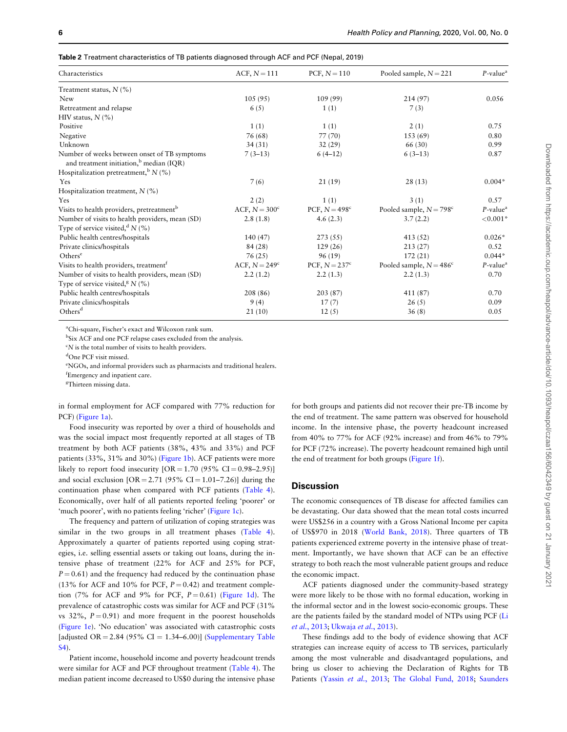**Table 2** Treatment characteristics of TB patients diagnosed through ACF and PCF (Nepal, 2019)

| Characteristics | ACF, $N = 111$ | PCF, $N = 110$ | Pooled sample, $N = 221$ | $P$-value[a] |
|---|---|---|---|---|
| Treatment status, $N$ (%) | | | | |
| New | 105 (95) | 109 (99) | 214 (97) | 0.056 |
| Retreatment and relapse | 6 (5) | 1 (1) | 7 (3) | |
| HIV status, $N$ (%) | | | | |
| Positive | 1 (1) | 1 (1) | 2 (1) | 0.75 |
| Negative | 76 (68) | 77 (70) | 153 (69) | 0.80 |
| Unknown | 34 (31) | 32 (29) | 66 (30) | 0.99 |
| Number of weeks between onset of TB symptoms and treatment initiation,[b] median (IQR) | 7 (3–13) | 6 (4–12) | 6 (3–13) | 0.87 |
| Hospitalization pretreatment,[b] N (%) | | | | |
| Yes | 7 (6) | 21 (19) | 28 (13) | 0.004* |
| Hospitalization treatment, $N$ (%) | | | | |
| Yes | 2 (2) | 1 (1) | 3 (1) | 0.57 |
| Visits to health providers, pretreatment[b] | ACF, $N = 300$[c] | PCF, $N = 498$[c] | Pooled sample, $N = 798$[c] | $P$-value[a] |
| Number of visits to health providers, mean (SD) | 2.8 (1.8) | 4.6 (2.3) | 3.7 (2.2) | <0.001* |
| Type of service visited,[d] $N$ (%) | | | | |
| Public health centres/hospitals | 140 (47) | 273 (55) | 413 (52) | 0.026* |
| Private clinics/hospitals | 84 (28) | 129 (26) | 213 (27) | 0.52 |
| Others[e] | 76 (25) | 96 (19) | 172 (21) | 0.044* |
| Visits to health providers, treatment[f] | ACF, $N = 249$[c] | PCF, $N = 237$[c] | Pooled sample, $N = 486$[c] | $P$-value[a] |
| Number of visits to health providers, mean (SD) | 2.2 (1.2) | 2.2 (1.3) | 2.2 (1.3) | 0.70 |
| Type of service visited,[g] $N$ (%) | | | | |
| Public health centres/hospitals | 208 (86) | 203 (87) | 411 (87) | 0.70 |
| Private clinics/hospitals | 9 (4) | 17 (7) | 26 (5) | 0.09 |
| Others[d] | 21 (10) | 12 (5) | 36 (8) | 0.05 |

[a]Chi-square, Fischer's exact and Wilcoxon rank sum.
[b]Six ACF and one PCF relapse cases excluded from the analysis.
[c]$N$ is the total number of visits to health providers.
[d]One PCF visit missed.
[e]NGOs, and informal providers such as pharmacists and traditional healers.
[f]Emergency and inpatient care.
[g]Thirteen missing data.

in formal employment for ACF compared with 77% reduction for PCF) (Figure 1a).

Food insecurity was reported by over a third of households and was the social impact most frequently reported at all stages of TB treatment by both ACF patients (38%, 43% and 33%) and PCF patients (33%, 31% and 30%) (Figure 1b). ACF patients were more likely to report food insecurity [OR = 1.70 (95% CI = 0.98–2.95)] and social exclusion [OR = 2.71 (95% CI = 1.01–7.26)] during the continuation phase when compared with PCF patients (Table 4). Economically, over half of all patients reported feeling 'poorer' or 'much poorer', with no patients feeling 'richer' (Figure 1c).

The frequency and pattern of utilization of coping strategies was similar in the two groups in all treatment phases (Table 4). Approximately a quarter of patients reported using coping strategies, i.e. selling essential assets or taking out loans, during the intensive phase of treatment (22% for ACF and 25% for PCF, $P = 0.61$) and the frequency had reduced by the continuation phase (13% for ACF and 10% for PCF, $P = 0.42$) and treatment completion (7% for ACF and 9% for PCF, $P = 0.61$) (Figure 1d). The prevalence of catastrophic costs was similar for ACF and PCF (31% vs 32%, $P = 0.91$) and more frequent in the poorest households (Figure 1e). 'No education' was associated with catastrophic costs [adjusted OR = 2.84 (95% CI = 1.34–6.00)] (Supplementary Table S4).

Patient income, household income and poverty headcount trends were similar for ACF and PCF throughout treatment (Table 4). The median patient income decreased to US$0 during the intensive phase for both groups and patients did not recover their pre-TB income by the end of treatment. The same pattern was observed for household income. In the intensive phase, the poverty headcount increased from 40% to 77% for ACF (92% increase) and from 46% to 79% for PCF (72% increase). The poverty headcount remained high until the end of treatment for both groups (Figure 1f).

## Discussion

The economic consequences of TB disease for affected families can be devastating. Our data showed that the mean total costs incurred were US$256 in a country with a Gross National Income per capita of US$970 in 2018 (World Bank, 2018). Three quarters of TB patients experienced extreme poverty in the intensive phase of treatment. Importantly, we have shown that ACF can be an effective strategy to both reach the most vulnerable patient groups and reduce the economic impact.

ACF patients diagnosed under the community-based strategy were more likely to be those with no formal education, working in the informal sector and in the lowest socio-economic groups. These are the patients failed by the standard model of NTPs using PCF (Li *et al.*, 2013; Ukwaja *et al.*, 2013).

These findings add to the body of evidence showing that ACF strategies can increase equity of access to TB services, particularly among the most vulnerable and disadvantaged populations, and bring us closer to achieving the Declaration of Rights for TB Patients (Yassin *et al.*, 2013; The Global Fund, 2018; Saunders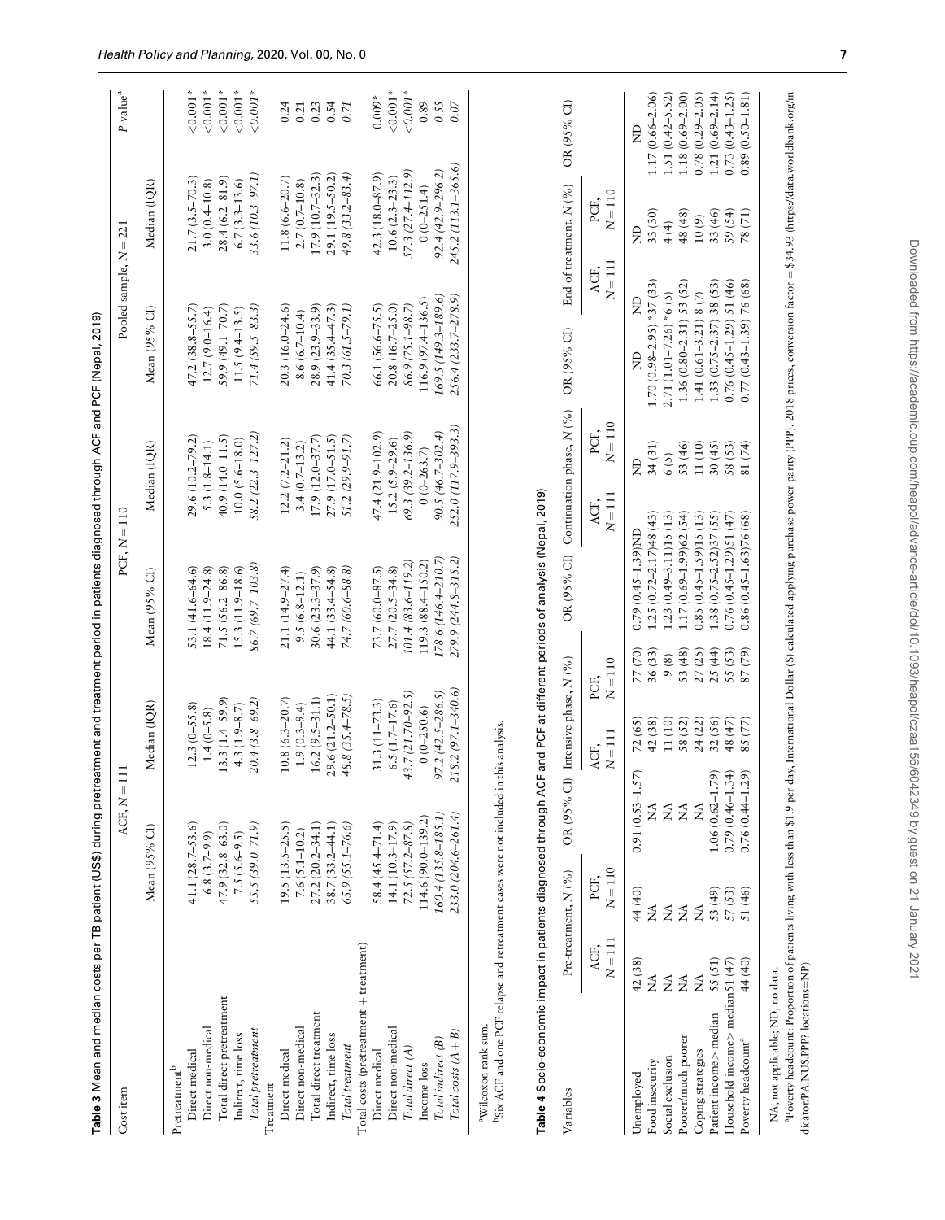**Table 3** Mean and median costs per TB patient (US$) during pretreatment and treatment period in patients diagnosed through ACF and PCF (Nepal, 2019)

| Cost item | ACF, $N = 111$ | | PCF, $N = 110$ | | Pooled sample, $N = 221$ | | $P$-value[a] |
|---|---|---|---|---|---|---|---|
| | Mean (95% CI) | Median (IQR) | Mean (95% CI) | Median (IQR) | Mean (95% CI) | Median (IQR) | |
| Pretreatment[b] | | | | | | | |
| Direct medical | 41.1 (28.7–53.6) | 12.3 (0–55.8) | 53.1 (41.6–64.6) | 29.6 (10.2–79.2) | 47.2 (38.8–55.7) | 21.7 (3.5–70.3) | <0.001* |
| Direct non-medical | 6.8 (3.7–9.9) | 1.4 (0–5.8) | 18.4 (11.9–24.8) | 5.3 (1.8–14.1) | 12.7 (9.0–16.4) | 3.0 (0.4–10.8) | <0.001* |
| Total direct pretreatment | 47.9 (32.8–63.0) | 13.3 (1.4–59.9) | 71.5 (56.2–86.8) | 40.9 (14.0–11.5) | 59.9 (49.1–70.7) | 28.4 (6.2–81.9) | <0.001* |
| Indirect, time loss | 7.5 (5.6–9.5) | 4.3 (1.9–8.7) | 15.3 (11.9–18.6) | 10.0 (5.6–18.0) | 11.5 (9.4–13.5) | 6.7 (3.3–13.6) | <0.001* |
| *Total pretreatment* | *55.5 (39.0–71.9)* | *20.4 (3.8–69.2)* | *86.7 (69.7–103.8)* | *58.2 (22.3–127.2)* | *71.4 (59.5–83.3)* | *33.6 (10.3–97.1)* | *<0.001** |
| Treatment | | | | | | | |
| Direct medical | 19.5 (13.5–25.5) | 10.8 (6.3–20.7) | 21.1 (14.9–27.4) | 12.2 (7.2–21.2) | 20.3 (16.0–24.6) | 11.8 (6.6–20.7) | 0.24 |
| Direct non-medical | 7.6 (5.1–10.2) | 1.9 (0.3–9.4) | 9.5 (6.8–12.1) | 3.4 (0.7–13.2) | 8.6 (6.7–10.4) | 2.7 (0.7–10.8) | 0.21 |
| Total direct treatment | 27.2 (20.2–34.1) | 16.2 (9.5–31.1) | 30.6 (23.3–37.9) | 17.9 (12.0–37.7) | 28.9 (23.9–33.9) | 17.9 (10.7–32.3) | 0.23 |
| Indirect, time loss | 38.7 (33.2–44.1) | 29.6 (21.2–50.1) | 44.1 (33.4–54.8) | 27.9 (17.0–51.5) | 41.4 (35.4–47.3) | 29.1 (19.5–50.2) | 0.54 |
| *Total treatment* | *65.9 (55.1–76.6)* | *48.8 (35.4–78.5)* | *74.7 (60.6–88.8)* | *51.2 (29.9–91.7)* | *70.3 (61.5–79.1)* | *49.8 (33.2–83.4)* | *0.71* |
| Total costs (pretreatment + treatment) | | | | | | | |
| Direct medical | 58.4 (45.4–71.4) | 31.3 (11–73.3) | 73.7 (60.0–87.5) | 47.4 (21.9–102.9) | 66.1 (56.6–75.5) | 42.3 (18.0–87.9) | 0.009* |
| Direct non-medical | 14.1 (10.3–17.9) | 6.5 (1.7–17.6) | 27.7 (20.5–34.8) | 15.2 (5.9–29.6) | 20.8 (16.7–25.0) | 10.6 (2.3–23.3) | <0.001* |
| *Total direct (A)* | *72.5 (57.2–87.8)* | *43.7 (21.70–92.5)* | *101.4 (83.6–119.2)* | *69.3 (39.2–136.9)* | *86.9 (75.1–98.7)* | *57.3 (27.4–112.9)* | *<0.001** |
| Income loss | 114.6 (90.0–139.2) | 0 (0–250.6) | 119.3 (88.4–150.2) | 0 (0–263.7) | 116.9 (97.4–136.5) | 0 (0–251.4) | 0.89 |
| *Total indirect (B)* | *160.4 (135.8–185.1)* | *97.2 (42.5–286.5)* | *178.6 (146.4–210.7)* | *90.5 (46.7–302.4)* | *169.5 (149.3–189.6)* | *92.4 (42.9–296.2)* | *0.55* |
| *Total costs (A + B)* | *233.0 (204.6–261.4)* | *218.2 (97.1–340.6)* | *279.9 (244.8–315.2)* | *252.0 (117.9–393.3)* | *256.4 (233.7–278.9)* | *245.2 (113.1–365.6)* | *0.07* |

[a]Wilcoxon rank sum.
[b]Six ACF and one PCF relapse and retreatment cases were not included in this analysis.

**Table 4** Socio-economic impact in patients diagnosed through ACF and PCF at different periods of analysis (Nepal, 2019)

| Variables | Pre-treatment, N (%) | | OR (95% CI) | Intensive phase, N (%) | | OR (95% CI) | Continuation phase, N (%) | | OR (95% CI) | End of treatment, N (%) | | OR (95% CI) |
|---|---|---|---|---|---|---|---|---|---|---|---|---|
| | ACF, $N = 111$ | PCF, $N = 110$ | | ACF, $N = 111$ | PCF, $N = 110$ | | ACF, $N = 111$ | PCF, $N = 110$ | | ACF, $N = 111$ | PCF, $N = 110$ | |
| Unemployed | 42 (38) | 44 (40) | 0.91 (0.53–1.57) | 72 (65) | 77 (70) | 0.79 (0.45–1.39) | ND | ND | ND | ND | ND | ND |
| Food insecurity | NA | NA | NA | 42 (38) | 36 (33) | 1.25 (0.72–2.17) | 48 (43) | 34 (31) | 1.70 (0.98–2.95) * | 37 (33) | 33 (30) | 1.17 (0.66–2.06) |
| Social exclusion | NA | NA | NA | 11 (10) | 9 (8) | 1.23 (0.49–3.11) | 15 (13) | 6 (5) | 2.71 (1.01–7.26) * | 6 (5) | 4 (4) | 1.51 (0.42–5.52) |
| Poorer/much poorer | NA | NA | NA | 58 (52) | 53 (48) | 1.17 (0.69–1.99) | 62 (54) | 53 (46) | 1.36 (0.80–2.31) | 53 (52) | 48 (48) | 1.18 (0.69–2.00) |
| Coping strategies | NA | NA | NA | 24 (22) | 27 (25) | 0.85 (0.45–1.59) | 15 (13) | 11 (10) | 1.41 (0.61–3.21) | 8 (7) | 10 (9) | 0.78 (0.29–2.05) |
| Patient income> median | 55 (51) | 53 (49) | 1.06 (0.62–1.79) | 32 (56) | 25 (44) | 1.38 (0.75–2.52) | 37 (55) | 30 (45) | 1.33 (0.75–2.37) | 38 (53) | 33 (46) | 1.21 (0.69–2.14) |
| Household income> median | 51 (47) | 57 (53) | 0.79 (0.46–1.34) | 48 (47) | 55 (53) | 0.76 (0.45–1.29) | 51 (47) | 58 (53) | 0.76 (0.45–1.29) | 51 (46) | 59 (54) | 0.73 (0.43–1.25) |
| Poverty headcount[a] | 44 (40) | 51 (46) | 0.76 (0.44–1.29) | 85 (77) | 87 (79) | 0.86 (0.45–1.63) | 76 (68) | 81 (74) | 0.77 (0.43–1.39) | 76 (68) | 78 (71) | 0.89 (0.50–1.81) |

NA, not applicable; ND, no data.
[a]Poverty headcount: Proportion of patients living with less than $1.9 per day, International Dollar ($) calculated applying purchase power parity (PPP), 2018 prices, conversion factor = $34.93 (https://data.worldbank.org/indicator/PA.NUS.PPP? locations=NP).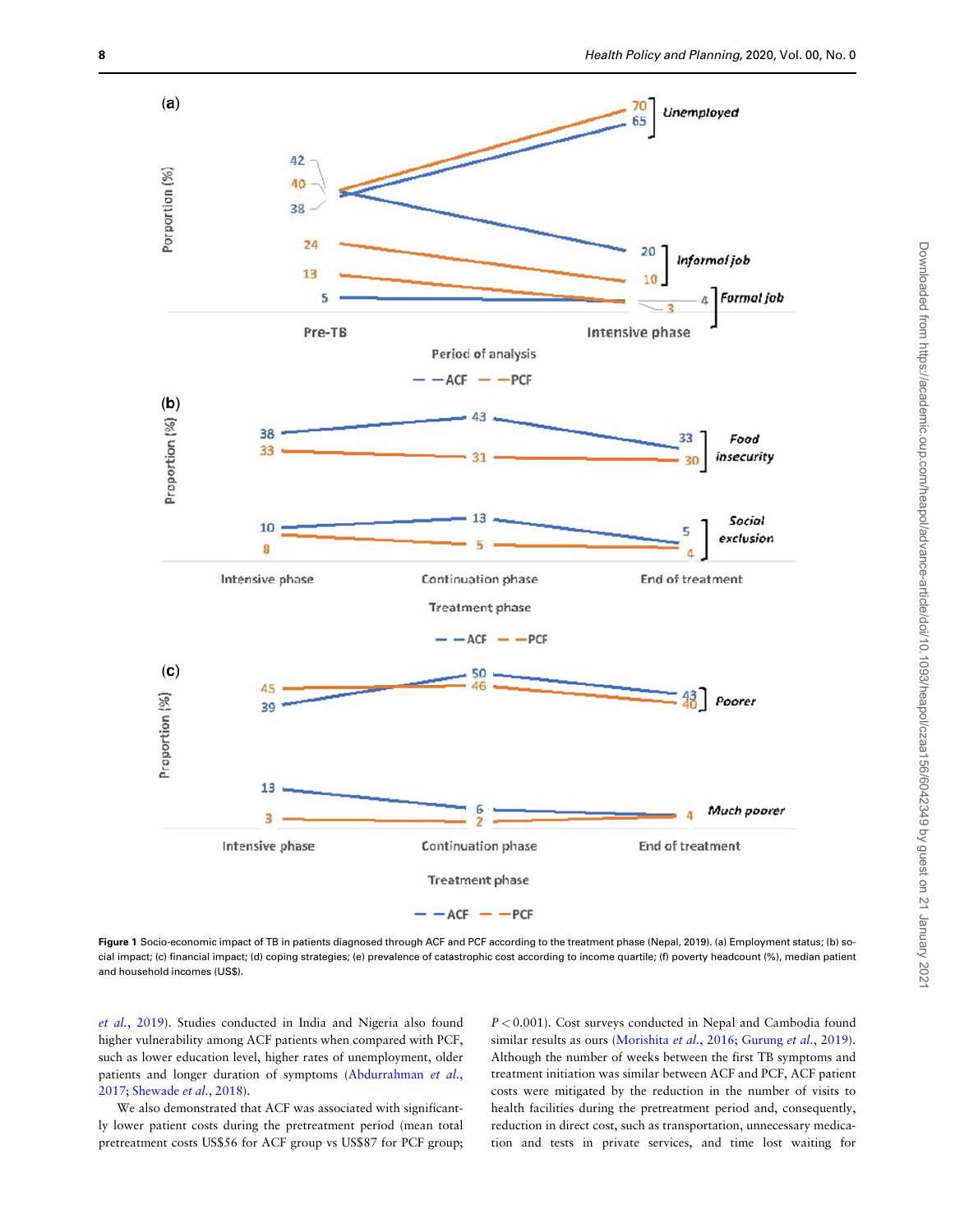**Figure 1** Socio-economic impact of TB in patients diagnosed through ACF and PCF according to the treatment phase (Nepal, 2019). (a) Employment status; (b) social impact; (c) financial impact; (d) coping strategies; (e) prevalence of catastrophic cost according to income quartile; (f) poverty headcount (%), median patient and household incomes (US$).

et al., 2019). Studies conducted in India and Nigeria also found higher vulnerability among ACF patients when compared with PCF, such as lower education level, higher rates of unemployment, older patients and longer duration of symptoms (Abdurrahman et al., 2017; Shewade et al., 2018).

We also demonstrated that ACF was associated with significantly lower patient costs during the pretreatment period (mean total pretreatment costs US$56 for ACF group vs US$87 for PCF group; $P < 0.001$). Cost surveys conducted in Nepal and Cambodia found similar results as ours (Morishita et al., 2016; Gurung et al., 2019). Although the number of weeks between the first TB symptoms and treatment initiation was similar between ACF and PCF, ACF patient costs were mitigated by the reduction in the number of visits to health facilities during the pretreatment period and, consequently, reduction in direct cost, such as transportation, unnecessary medication and tests in private services, and time lost waiting for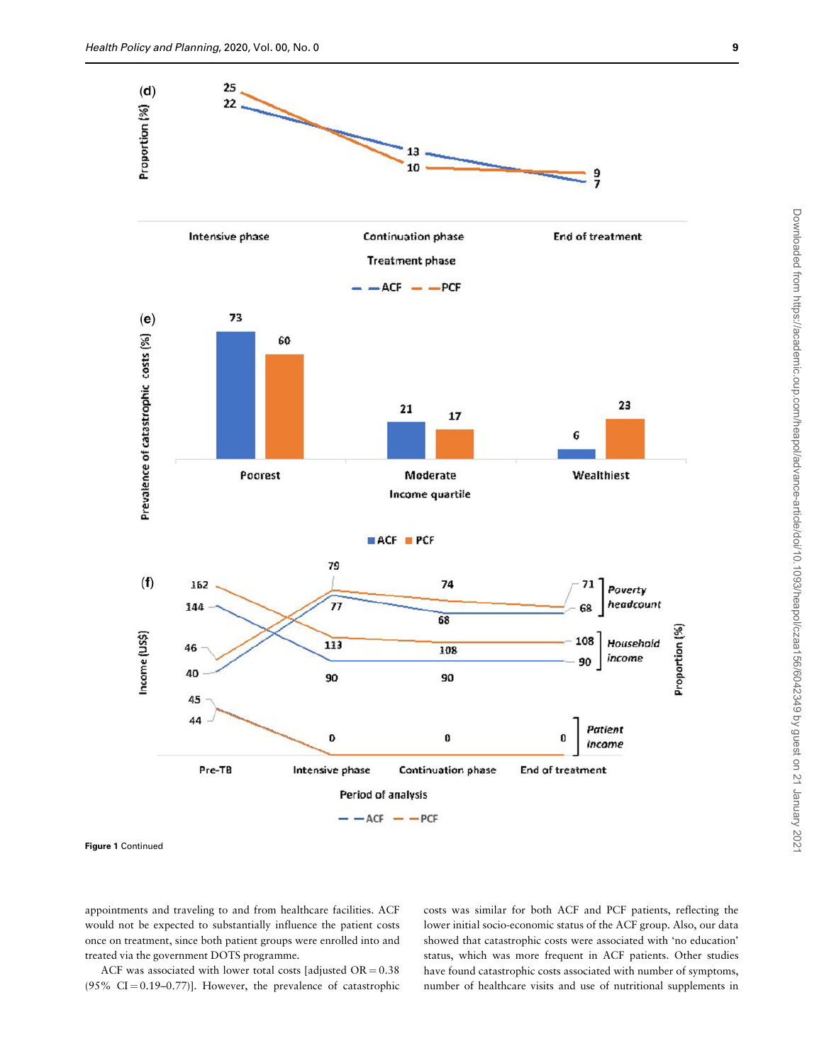(d)

Proportion (%)

| Treatment phase | ACF | PCF |
|---|---|---|
| Intensive phase | 22 | 25 |
| Continuation phase | 13 | 10 |
| End of treatment | 7 | 9 |

(e)

Prevalence of catastrophic costs (%)

| Income quartile | ACF | PCF |
|---|---|---|
| Poorest | 73 | 60 |
| Moderate | 21 | 17 |
| Wealthiest | 6 | 23 |

(f)

Income (US$) / Proportion (%)

| Period of analysis | Poverty headcount ACF | Poverty headcount PCF | Household income ACF | Household income PCF | Patient income ACF | Patient income PCF |
|---|---|---|---|---|---|---|
| Pre-TB | 40 | 46 | 144 | 162 | 44 | 45 |
| Intensive phase | 77 | 79 | 90 | 113 | 0 | 0 |
| Continuation phase | 68 | 74 | 90 | 108 | 0 | 0 |
| End of treatment | 68 | 71 | 90 | 108 | 0 | 0 |

**Figure 1** Continued

appointments and traveling to and from healthcare facilities. ACF would not be expected to substantially influence the patient costs once on treatment, since both patient groups were enrolled into and treated via the government DOTS programme.

ACF was associated with lower total costs [adjusted OR = 0.38 (95% CI = 0.19–0.77)]. However, the prevalence of catastrophic costs was similar for both ACF and PCF patients, reflecting the lower initial socio-economic status of the ACF group. Also, our data showed that catastrophic costs were associated with 'no education' status, which was more frequent in ACF patients. Other studies have found catastrophic costs associated with number of symptoms, number of healthcare visits and use of nutritional supplements in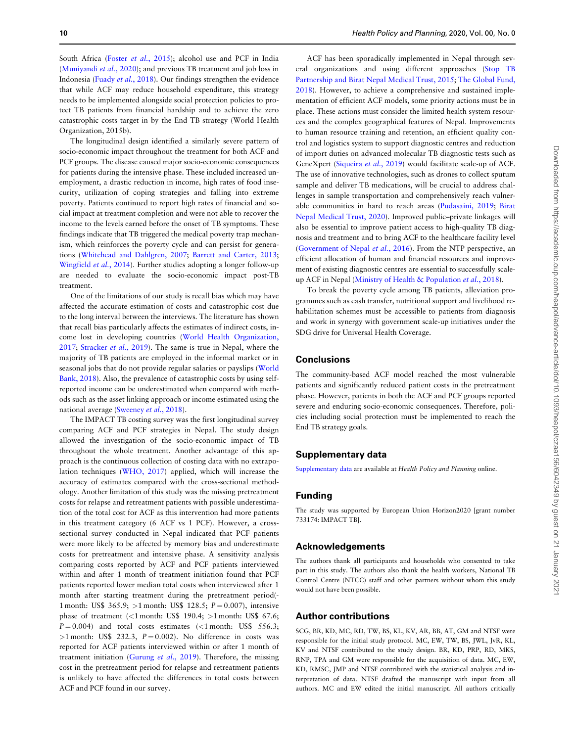South Africa (Foster *et al.*, 2015); alcohol use and PCF in India (Muniyandi *et al.*, 2020); and previous TB treatment and job loss in Indonesia (Fuady *et al.*, 2018). Our findings strengthen the evidence that while ACF may reduce household expenditure, this strategy needs to be implemented alongside social protection policies to protect TB patients from financial hardship and to achieve the zero catastrophic costs target in by the End TB strategy (World Health Organization, 2015b).

The longitudinal design identified a similarly severe pattern of socio-economic impact throughout the treatment for both ACF and PCF groups. The disease caused major socio-economic consequences for patients during the intensive phase. These included increased unemployment, a drastic reduction in income, high rates of food insecurity, utilization of coping strategies and falling into extreme poverty. Patients continued to report high rates of financial and social impact at treatment completion and were not able to recover the income to the levels earned before the onset of TB symptoms. These findings indicate that TB triggered the medical poverty trap mechanism, which reinforces the poverty cycle and can persist for generations (Whitehead and Dahlgren, 2007; Barrett and Carter, 2013; Wingfield *et al.*, 2014). Further studies adopting a longer follow-up are needed to evaluate the socio-economic impact post-TB treatment.

One of the limitations of our study is recall bias which may have affected the accurate estimation of costs and catastrophic cost due to the long interval between the interviews. The literature has shown that recall bias particularly affects the estimates of indirect costs, income lost in developing countries (World Health Organization, 2017; Stracker *et al.*, 2019). The same is true in Nepal, where the majority of TB patients are employed in the informal market or in seasonal jobs that do not provide regular salaries or payslips (World Bank, 2018). Also, the prevalence of catastrophic costs by using self-reported income can be underestimated when compared with methods such as the asset linking approach or income estimated using the national average (Sweeney *et al.*, 2018).

The IMPACT TB costing survey was the first longitudinal survey comparing ACF and PCF strategies in Nepal. The study design allowed the investigation of the socio-economic impact of TB throughout the whole treatment. Another advantage of this approach is the continuous collection of costing data with no extrapolation techniques (WHO, 2017) applied, which will increase the accuracy of estimates compared with the cross-sectional methodology. Another limitation of this study was the missing pretreatment costs for relapse and retreatment patients with possible underestimation of the total cost for ACF as this intervention had more patients in this treatment category (6 ACF vs 1 PCF). However, a cross-sectional survey conducted in Nepal indicated that PCF patients were more likely to be affected by memory bias and underestimate costs for pretreatment and intensive phase. A sensitivity analysis comparing costs reported by ACF and PCF patients interviewed within and after 1 month of treatment initiation found that PCF patients reported lower median total costs when interviewed after 1 month after starting treatment during the pretreatment period(- 1 month: US$ 365.9; >1 month: US$ 128.5; $P = 0.007$), intensive phase of treatment (<1 month: US$ 190.4; >1 month: US$ 67.6; $P = 0.004$) and total costs estimates (<1 month: US$ 556.3; >1 month: US$ 232.3, $P = 0.002$). No difference in costs was reported for ACF patients interviewed within or after 1 month of treatment initiation (Gurung *et al.*, 2019). Therefore, the missing cost in the pretreatment period for relapse and retreatment patients is unlikely to have affected the differences in total costs between ACF and PCF found in our survey.

ACF has been sporadically implemented in Nepal through several organizations and using different approaches (Stop TB Partnership and Birat Nepal Medical Trust, 2015; The Global Fund, 2018). However, to achieve a comprehensive and sustained implementation of efficient ACF models, some priority actions must be in place. These actions must consider the limited health system resources and the complex geographical features of Nepal. Improvements to human resource training and retention, an efficient quality control and logistics system to support diagnostic centres and reduction of import duties on advanced molecular TB diagnostic tests such as GeneXpert (Siqueira *et al.*, 2019) would facilitate scale-up of ACF. The use of innovative technologies, such as drones to collect sputum sample and deliver TB medications, will be crucial to address challenges in sample transportation and comprehensively reach vulnerable communities in hard to reach areas (Pudasaini, 2019; Birat Nepal Medical Trust, 2020). Improved public–private linkages will also be essential to improve patient access to high-quality TB diagnosis and treatment and to bring ACF to the healthcare facility level (Government of Nepal *et al.*, 2016). From the NTP perspective, an efficient allocation of human and financial resources and improvement of existing diagnostic centres are essential to successfully scale-up ACF in Nepal (Ministry of Health & Population *et al.*, 2018).

To break the poverty cycle among TB patients, alleviation programmes such as cash transfer, nutritional support and livelihood rehabilitation schemes must be accessible to patients from diagnosis and work in synergy with government scale-up initiatives under the SDG drive for Universal Health Coverage.

## Conclusions

The community-based ACF model reached the most vulnerable patients and significantly reduced patient costs in the pretreatment phase. However, patients in both the ACF and PCF groups reported severe and enduring socio-economic consequences. Therefore, policies including social protection must be implemented to reach the End TB strategy goals.

## Supplementary data

Supplementary data are available at *Health Policy and Planning* online.

## Funding

The study was supported by European Union Horizon2020 [grant number 733174: IMPACT TB].

## Acknowledgements

The authors thank all participants and households who consented to take part in this study. The authors also thank the health workers, National TB Control Centre (NTCC) staff and other partners without whom this study would not have been possible.

## Author contributions

SCG, BR, KD, MC, RD, TW, BS, KL, KV, AR, BB, AT, GM and NTSF were responsible for the initial study protocol. MC, EW, TW, BS, JWL, JvR, KL, KV and NTSF contributed to the study design. BR, KD, PRP, RD, MKS, RNP, TPA and GM were responsible for the acquisition of data. MC, EW, KD, RMSC, JMP and NTSF contributed to the statistical analysis and interpretation of data. NTSF drafted the manuscript with input from all authors. MC and EW edited the initial manuscript. All authors critically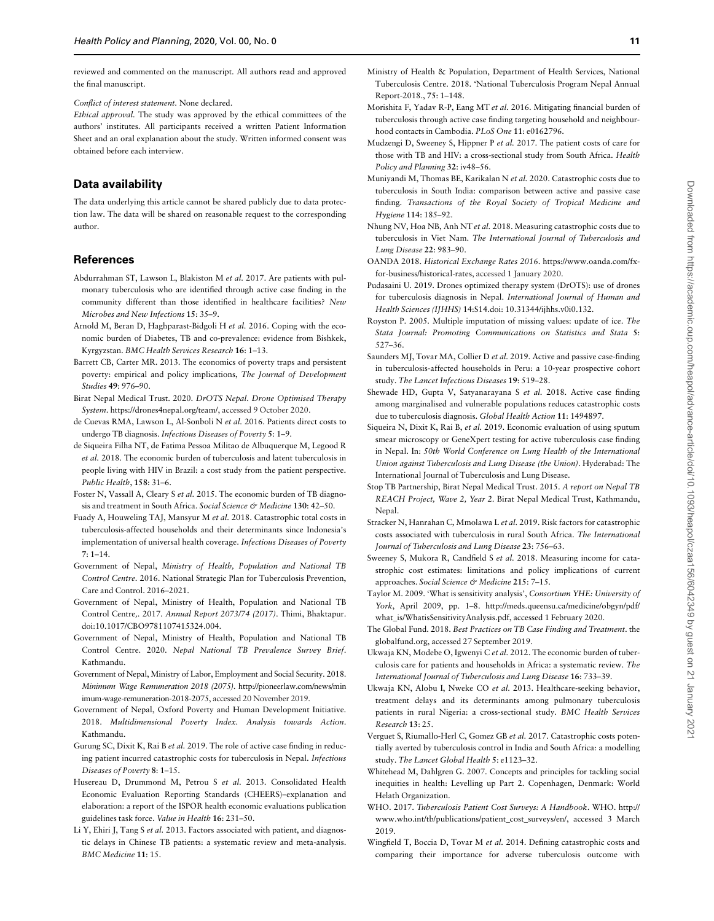reviewed and commented on the manuscript. All authors read and approved the final manuscript.

*Conflict of interest statement.* None declared.

*Ethical approval.* The study was approved by the ethical committees of the authors' institutes. All participants received a written Patient Information Sheet and an oral explanation about the study. Written informed consent was obtained before each interview.

## Data availability

The data underlying this article cannot be shared publicly due to data protection law. The data will be shared on reasonable request to the corresponding author.

## References

Abdurrahman ST, Lawson L, Blakiston M *et al.* 2017. Are patients with pulmonary tuberculosis who are identified through active case finding in the community different than those identified in healthcare facilities? *New Microbes and New Infections* **15**: 35–9.

Arnold M, Beran D, Haghparast-Bidgoli H *et al.* 2016. Coping with the economic burden of Diabetes, TB and co-prevalence: evidence from Bishkek, Kyrgyzstan. *BMC Health Services Research* **16**: 1–13.

Barrett CB, Carter MR. 2013. The economics of poverty traps and persistent poverty: empirical and policy implications, *The Journal of Development Studies* **49**: 976–90.

Birat Nepal Medical Trust. 2020. *DrOTS Nepal. Drone Optimised Therapy System*. https://drones4nepal.org/team/, accessed 9 October 2020.

de Cuevas RMA, Lawson L, Al-Sonboli N *et al.* 2016. Patients direct costs to undergo TB diagnosis. *Infectious Diseases of Poverty* **5**: 1–9.

de Siqueira Filha NT, de Fatima Pessoa Militao de Albuquerque M, Legood R *et al.* 2018. The economic burden of tuberculosis and latent tuberculosis in people living with HIV in Brazil: a cost study from the patient perspective. *Public Health*, **158**: 31–6.

Foster N, Vassall A, Cleary S *et al.* 2015. The economic burden of TB diagnosis and treatment in South Africa. *Social Science & Medicine* **130**: 42–50.

Fuady A, Houweling TAJ, Mansyur M *et al.* 2018. Catastrophic total costs in tuberculosis-affected households and their determinants since Indonesia's implementation of universal health coverage. *Infectious Diseases of Poverty* **7**: 1–14.

Government of Nepal, *Ministry of Health, Population and National TB Control Centre*. 2016. National Strategic Plan for Tuberculosis Prevention, Care and Control. 2016–2021.

Government of Nepal, Ministry of Health, Population and National TB Control Centre,. 2017. *Annual Report 2073/74 (2017)*. Thimi, Bhaktapur. doi:10.1017/CBO9781107415324.004.

Government of Nepal, Ministry of Health, Population and National TB Control Centre. 2020. *Nepal National TB Prevalence Survey Brief*. Kathmandu.

Government of Nepal, Ministry of Labor, Employment and Social Security. 2018. *Minimum Wage Remuneration 2018 (2075)*. http://pioneerlaw.com/news/minimum-wage-remuneration-2018-2075, accessed 20 November 2019.

Government of Nepal, Oxford Poverty and Human Development Initiative. 2018. *Multidimensional Poverty Index. Analysis towards Action*. Kathmandu.

Gurung SC, Dixit K, Rai B *et al.* 2019. The role of active case finding in reducing patient incurred catastrophic costs for tuberculosis in Nepal. *Infectious Diseases of Poverty* **8**: 1–15.

Husereau D, Drummond M, Petrou S *et al.* 2013. Consolidated Health Economic Evaluation Reporting Standards (CHEERS)–explanation and elaboration: a report of the ISPOR health economic evaluations publication guidelines task force. *Value in Health* **16**: 231–50.

Li Y, Ehiri J, Tang S *et al.* 2013. Factors associated with patient, and diagnostic delays in Chinese TB patients: a systematic review and meta-analysis. *BMC Medicine* **11**: 15.

Ministry of Health & Population, Department of Health Services, National Tuberculosis Centre. 2018. 'National Tuberculosis Program Nepal Annual Report-2018., **75**: 1–148.

Morishita F, Yadav R-P, Eang MT *et al.* 2016. Mitigating financial burden of tuberculosis through active case finding targeting household and neighbourhood contacts in Cambodia. *PLoS One* **11**: e0162796.

Mudzengi D, Sweeney S, Hippner P *et al.* 2017. The patient costs of care for those with TB and HIV: a cross-sectional study from South Africa. *Health Policy and Planning* **32**: iv48–56.

Muniyandi M, Thomas BE, Karikalan N *et al.* 2020. Catastrophic costs due to tuberculosis in South India: comparison between active and passive case finding. *Transactions of the Royal Society of Tropical Medicine and Hygiene* **114**: 185–92.

Nhung NV, Hoa NB, Anh NT *et al.* 2018. Measuring catastrophic costs due to tuberculosis in Viet Nam. *The International Journal of Tuberculosis and Lung Disease* **22**: 983–90.

OANDA 2018. *Historical Exchange Rates 2016*. https://www.oanda.com/fx-for-business/historical-rates, accessed 1 January 2020.

Pudasaini U. 2019. Drones optimized therapy system (DrOTS): use of drones for tuberculosis diagnosis in Nepal. *International Journal of Human and Health Sciences (IJHHS)* 14:S14.doi: 10.31344/ijhhs.v0i0.132.

Royston P. 2005. Multiple imputation of missing values: update of ice. *The Stata Journal: Promoting Communications on Statistics and Stata* **5**: 527–36.

Saunders MJ, Tovar MA, Collier D *et al.* 2019. Active and passive case-finding in tuberculosis-affected households in Peru: a 10-year prospective cohort study. *The Lancet Infectious Diseases* **19**: 519–28.

Shewade HD, Gupta V, Satyanarayana S *et al.* 2018. Active case finding among marginalised and vulnerable populations reduces catastrophic costs due to tuberculosis diagnosis. *Global Health Action* **11**: 1494897.

Siqueira N, Dixit K, Rai B, *et al.* 2019. Economic evaluation of using sputum smear microscopy or GeneXpert testing for active tuberculosis case finding in Nepal. In: *50th World Conference on Lung Health of the International Union against Tuberculosis and Lung Disease (the Union)*. Hyderabad: The International Journal of Tuberculosis and Lung Disease.

Stop TB Partnership, Birat Nepal Medical Trust. 2015. *A report on Nepal TB REACH Project, Wave 2, Year 2*. Birat Nepal Medical Trust, Kathmandu, Nepal.

Stracker N, Hanrahan C, Mmolawa L *et al.* 2019. Risk factors for catastrophic costs associated with tuberculosis in rural South Africa. *The International Journal of Tuberculosis and Lung Disease* **23**: 756–63.

Sweeney S, Mukora R, Candfield S *et al.* 2018. Measuring income for catastrophic cost estimates: limitations and policy implications of current approaches. *Social Science & Medicine* **215**: 7–15.

Taylor M. 2009. 'What is sensitivity analysis', *Consortium YHE: University of York*, April 2009, pp. 1–8. http://meds.queensu.ca/medicine/obgyn/pdf/what_is/WhatisSensitivityAnalysis.pdf, accessed 1 February 2020.

The Global Fund. 2018. *Best Practices on TB Case Finding and Treatment*. the globalfund.org, accessed 27 September 2019.

Ukwaja KN, Modebe O, Igwenyi C *et al.* 2012. The economic burden of tuberculosis care for patients and households in Africa: a systematic review. *The International Journal of Tuberculosis and Lung Disease* **16**: 733–39.

Ukwaja KN, Alobu I, Nweke CO *et al.* 2013. Healthcare-seeking behavior, treatment delays and its determinants among pulmonary tuberculosis patients in rural Nigeria: a cross-sectional study. *BMC Health Services Research* **13**: 25.

Verguet S, Riumallo-Herl C, Gomez GB *et al.* 2017. Catastrophic costs potentially averted by tuberculosis control in India and South Africa: a modelling study. *The Lancet Global Health* **5**: e1123–32.

Whitehead M, Dahlgren G. 2007. Concepts and principles for tackling social inequities in health: Levelling up Part 2. Copenhagen, Denmark: World Helath Organization.

WHO. 2017. *Tuberculosis Patient Cost Surveys: A Handbook*. WHO. http://www.who.int/tb/publications/patient_cost_surveys/en/, accessed 3 March 2019.

Wingfield T, Boccia D, Tovar M *et al.* 2014. Defining catastrophic costs and comparing their importance for adverse tuberculosis outcome with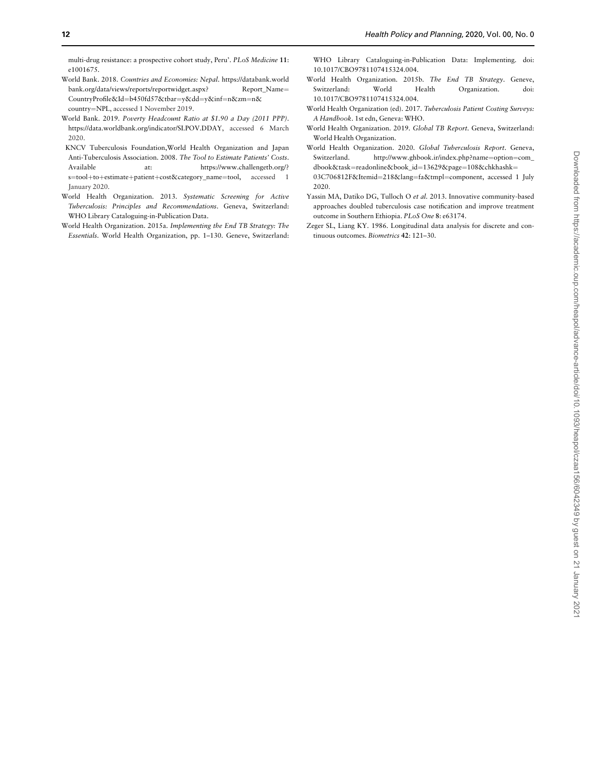multi-drug resistance: a prospective cohort study, Peru'. *PLoS Medicine* **11**: e1001675.

World Bank. 2018. *Countries and Economies: Nepal*. https://databank.worldbank.org/data/views/reports/reportwidget.aspx? Report_Name=CountryProfile&Id=b450fd57&tbar=y&dd=y&inf=n&zm=n&country=NPL, accessed 1 November 2019.

World Bank. 2019. *Poverty Headcount Ratio at $1.90 a Day (2011 PPP)*. https://data.worldbank.org/indicator/SI.POV.DDAY, accessed 6 March 2020.

KNCV Tuberculosis Foundation,World Health Organization and Japan Anti-Tuberculosis Association. 2008. *The Tool to Estimate Patients' Costs*. Available at: https://www.challengetb.org/?s=tool+to+estimate+patient+cost&category_name=tool, accessed 1 January 2020.

World Health Organization. 2013. *Systematic Screening for Active Tuberculosis: Principles and Recommendations*. Geneva, Switzerland: WHO Library Cataloguing-in-Publication Data.

World Health Organization. 2015a. *Implementing the End TB Strategy: The Essentials*. World Health Organization, pp. 1–130. Geneve, Switzerland: WHO Library Cataloguing-in-Publication Data: Implementing. doi: 10.1017/CBO9781107415324.004.

World Health Organization. 2015b. *The End TB Strategy*. Geneve, Switzerland: World Health Organization. doi: 10.1017/CBO9781107415324.004.

World Health Organization (ed). 2017. *Tuberculosis Patient Costing Surveys: A Handbook*. 1st edn, Geneva: WHO.

World Health Organization. 2019. *Global TB Report*. Geneva, Switzerland: World Health Organization.

World Health Organization. 2020. *Global Tuberculosis Report*. Geneva, Switzerland. http://www.ghbook.ir/index.php?name=option=com_dbook&task=readonline&book_id=13629&page=108&chkhashk=03C706812F&Itemid=218&lang=fa&tmpl=component, accessed 1 July 2020.

Yassin MA, Datiko DG, Tulloch O *et al.* 2013. Innovative community-based approaches doubled tuberculosis case notification and improve treatment outcome in Southern Ethiopia. *PLoS One* **8**: e63174.

Zeger SL, Liang KY. 1986. Longitudinal data analysis for discrete and continuous outcomes. *Biometrics* **42**: 121–30.